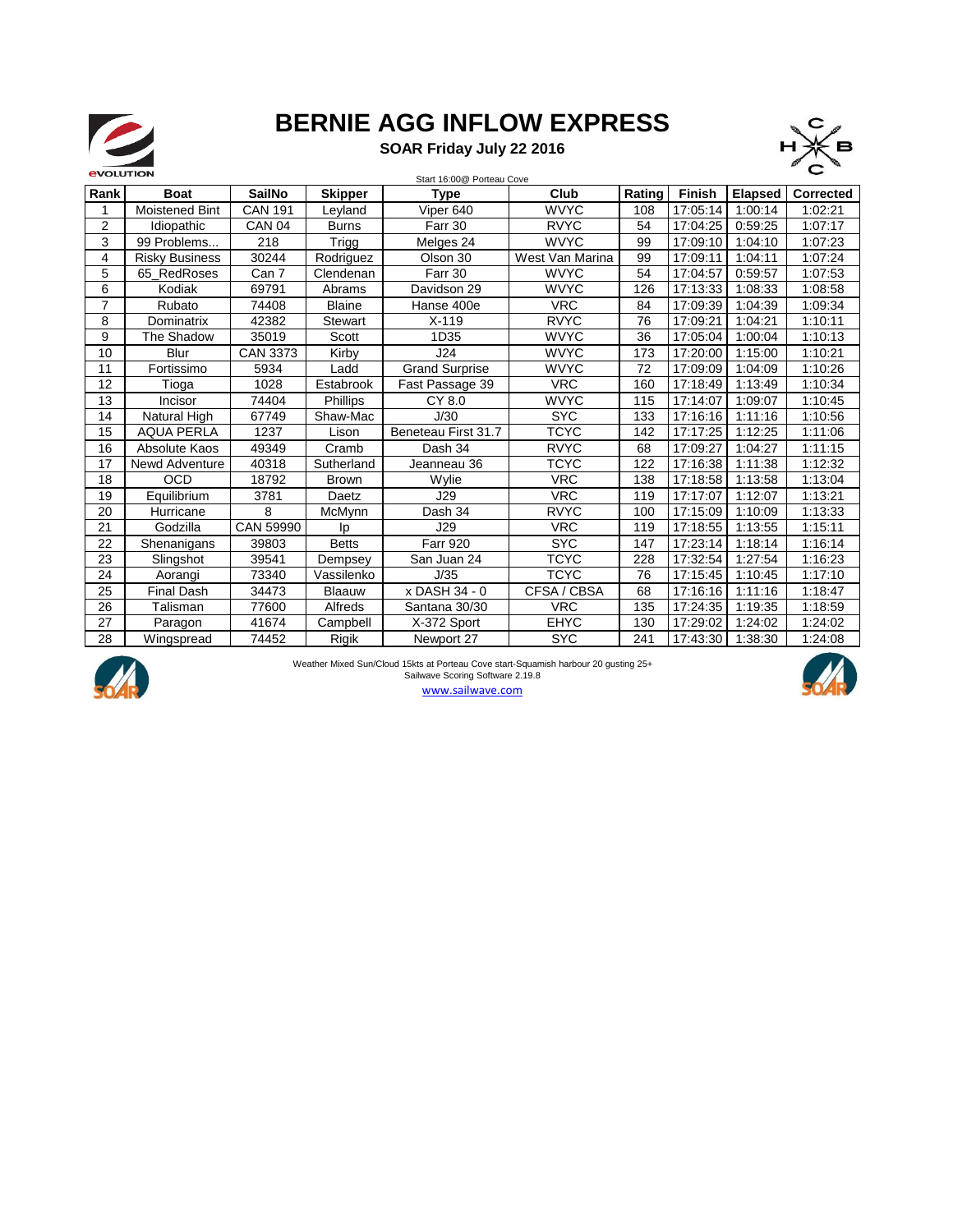# BERNIE AGG INFLOW EXPRESS

**SOAR Friday July 22 2016**

Start 16:00@ Porteau Cove

| Rank | Boat | SailNo | Skipper | Type | Club | Rating | Finish | Elapsed | Corrected |
|---|---|---|---|---|---|---|---|---|---|
| 1 | Moistened Bint | CAN 191 | Leyland | Viper 640 | WVYC | 108 | 17:05:14 | 1:00:14 | 1:02:21 |
| 2 | Idiopathic | CAN 04 | Burns | Farr 30 | RVYC | 54 | 17:04:25 | 0:59:25 | 1:07:17 |
| 3 | 99 Problems... | 218 | Trigg | Melges 24 | WVYC | 99 | 17:09:10 | 1:04:10 | 1:07:23 |
| 4 | Risky Business | 30244 | Rodriguez | Olson 30 | West Van Marina | 99 | 17:09:11 | 1:04:11 | 1:07:24 |
| 5 | 65_RedRoses | Can 7 | Clendenan | Farr 30 | WVYC | 54 | 17:04:57 | 0:59:57 | 1:07:53 |
| 6 | Kodiak | 69791 | Abrams | Davidson 29 | WVYC | 126 | 17:13:33 | 1:08:33 | 1:08:58 |
| 7 | Rubato | 74408 | Blaine | Hanse 400e | VRC | 84 | 17:09:39 | 1:04:39 | 1:09:34 |
| 8 | Dominatrix | 42382 | Stewart | X-119 | RVYC | 76 | 17:09:21 | 1:04:21 | 1:10:11 |
| 9 | The Shadow | 35019 | Scott | 1D35 | WVYC | 36 | 17:05:04 | 1:00:04 | 1:10:13 |
| 10 | Blur | CAN 3373 | Kirby | J24 | WVYC | 173 | 17:20:00 | 1:15:00 | 1:10:21 |
| 11 | Fortissimo | 5934 | Ladd | Grand Surprise | WVYC | 72 | 17:09:09 | 1:04:09 | 1:10:26 |
| 12 | Tioga | 1028 | Estabrook | Fast Passage 39 | VRC | 160 | 17:18:49 | 1:13:49 | 1:10:34 |
| 13 | Incisor | 74404 | Phillips | CY 8.0 | WVYC | 115 | 17:14:07 | 1:09:07 | 1:10:45 |
| 14 | Natural High | 67749 | Shaw-Mac | J/30 | SYC | 133 | 17:16:16 | 1:11:16 | 1:10:56 |
| 15 | AQUA PERLA | 1237 | Lison | Beneteau First 31.7 | TCYC | 142 | 17:17:25 | 1:12:25 | 1:11:06 |
| 16 | Absolute Kaos | 49349 | Cramb | Dash 34 | RVYC | 68 | 17:09:27 | 1:04:27 | 1:11:15 |
| 17 | Newd Adventure | 40318 | Sutherland | Jeanneau 36 | TCYC | 122 | 17:16:38 | 1:11:38 | 1:12:32 |
| 18 | OCD | 18792 | Brown | Wylie | VRC | 138 | 17:18:58 | 1:13:58 | 1:13:04 |
| 19 | Equilibrium | 3781 | Daetz | J29 | VRC | 119 | 17:17:07 | 1:12:07 | 1:13:21 |
| 20 | Hurricane | 8 | McMynn | Dash 34 | RVYC | 100 | 17:15:09 | 1:10:09 | 1:13:33 |
| 21 | Godzilla | CAN 59990 | Ip | J29 | VRC | 119 | 17:18:55 | 1:13:55 | 1:15:11 |
| 22 | Shenanigans | 39803 | Betts | Farr 920 | SYC | 147 | 17:23:14 | 1:18:14 | 1:16:14 |
| 23 | Slingshot | 39541 | Dempsey | San Juan 24 | TCYC | 228 | 17:32:54 | 1:27:54 | 1:16:23 |
| 24 | Aorangi | 73340 | Vassilenko | J/35 | TCYC | 76 | 17:15:45 | 1:10:45 | 1:17:10 |
| 25 | Final Dash | 34473 | Blaauw | x DASH 34 - 0 | CFSA / CBSA | 68 | 17:16:16 | 1:11:16 | 1:18:47 |
| 26 | Talisman | 77600 | Alfreds | Santana 30/30 | VRC | 135 | 17:24:35 | 1:19:35 | 1:18:59 |
| 27 | Paragon | 41674 | Campbell | X-372 Sport | EHYC | 130 | 17:29:02 | 1:24:02 | 1:24:02 |
| 28 | Wingspread | 74452 | Rigik | Newport 27 | SYC | 241 | 17:43:30 | 1:38:30 | 1:24:08 |

Weather Mixed Sun/Cloud 15kts at Porteau Cove start-Squamish harbour 20 gusting 25+

Sailwave Scoring Software 2.19.8

www.sailwave.com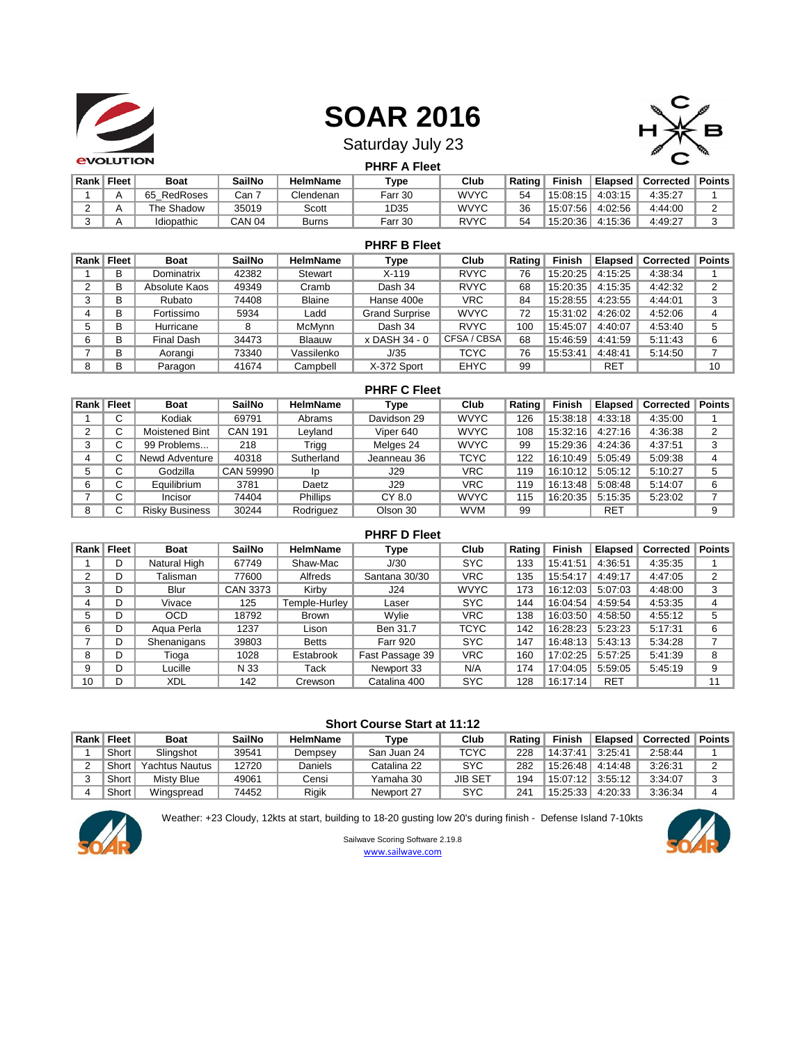# SOAR 2016

Saturday July 23

### PHRF A Fleet

| Rank | Fleet | Boat | SailNo | HelmName | Type | Club | Rating | Finish | Elapsed | Corrected | Points |
|---|---|---|---|---|---|---|---|---|---|---|---|
| 1 | A | 65_RedRoses | Can 7 | Clendenan | Farr 30 | WVYC | 54 | 15:08:15 | 4:03:15 | 4:35:27 | 1 |
| 2 | A | The Shadow | 35019 | Scott | 1D35 | WVYC | 36 | 15:07:56 | 4:02:56 | 4:44:00 | 2 |
| 3 | A | Idiopathic | CAN 04 | Burns | Farr 30 | RVYC | 54 | 15:20:36 | 4:15:36 | 4:49:27 | 3 |

### PHRF B Fleet

| Rank | Fleet | Boat | SailNo | HelmName | Type | Club | Rating | Finish | Elapsed | Corrected | Points |
|---|---|---|---|---|---|---|---|---|---|---|---|
| 1 | B | Dominatrix | 42382 | Stewart | X-119 | RVYC | 76 | 15:20:25 | 4:15:25 | 4:38:34 | 1 |
| 2 | B | Absolute Kaos | 49349 | Cramb | Dash 34 | RVYC | 68 | 15:20:35 | 4:15:35 | 4:42:32 | 2 |
| 3 | B | Rubato | 74408 | Blaine | Hanse 400e | VRC | 84 | 15:28:55 | 4:23:55 | 4:44:01 | 3 |
| 4 | B | Fortissimo | 5934 | Ladd | Grand Surprise | WVYC | 72 | 15:31:02 | 4:26:02 | 4:52:06 | 4 |
| 5 | B | Hurricane | 8 | McMynn | Dash 34 | RVYC | 100 | 15:45:07 | 4:40:07 | 4:53:40 | 5 |
| 6 | B | Final Dash | 34473 | Blaauw | x DASH 34 - 0 | CFSA / CBSA | 68 | 15:46:59 | 4:41:59 | 5:11:43 | 6 |
| 7 | B | Aorangi | 73340 | Vassilenko | J/35 | TCYC | 76 | 15:53:41 | 4:48:41 | 5:14:50 | 7 |
| 8 | B | Paragon | 41674 | Campbell | X-372 Sport | EHYC | 99 | | RET | | 10 |

### PHRF C Fleet

| Rank | Fleet | Boat | SailNo | HelmName | Type | Club | Rating | Finish | Elapsed | Corrected | Points |
|---|---|---|---|---|---|---|---|---|---|---|---|
| 1 | C | Kodiak | 69791 | Abrams | Davidson 29 | WVYC | 126 | 15:38:18 | 4:33:18 | 4:35:00 | 1 |
| 2 | C | Moistened Bint | CAN 191 | Leyland | Viper 640 | WVYC | 108 | 15:32:16 | 4:27:16 | 4:36:38 | 2 |
| 3 | C | 99 Problems... | 218 | Trigg | Melges 24 | WVYC | 99 | 15:29:36 | 4:24:36 | 4:37:51 | 3 |
| 4 | C | Newd Adventure | 40318 | Sutherland | Jeanneau 36 | TCYC | 122 | 16:10:49 | 5:05:49 | 5:09:38 | 4 |
| 5 | C | Godzilla | CAN 59990 | Ip | J29 | VRC | 119 | 16:10:12 | 5:05:12 | 5:10:27 | 5 |
| 6 | C | Equilibrium | 3781 | Daetz | J29 | VRC | 119 | 16:13:48 | 5:08:48 | 5:14:07 | 6 |
| 7 | C | Incisor | 74404 | Phillips | CY 8.0 | WVYC | 115 | 16:20:35 | 5:15:35 | 5:23:02 | 7 |
| 8 | C | Risky Business | 30244 | Rodriguez | Olson 30 | WVM | 99 | | RET | | 9 |

### PHRF D Fleet

| Rank | Fleet | Boat | SailNo | HelmName | Type | Club | Rating | Finish | Elapsed | Corrected | Points |
|---|---|---|---|---|---|---|---|---|---|---|---|
| 1 | D | Natural High | 67749 | Shaw-Mac | J/30 | SYC | 133 | 15:41:51 | 4:36:51 | 4:35:35 | 1 |
| 2 | D | Talisman | 77600 | Alfreds | Santana 30/30 | VRC | 135 | 15:54:17 | 4:49:17 | 4:47:05 | 2 |
| 3 | D | Blur | CAN 3373 | Kirby | J24 | WVYC | 173 | 16:12:03 | 5:07:03 | 4:48:00 | 3 |
| 4 | D | Vivace | 125 | Temple-Hurley | Laser | SYC | 144 | 16:04:54 | 4:59:54 | 4:53:35 | 4 |
| 5 | D | OCD | 18792 | Brown | Wylie | VRC | 138 | 16:03:50 | 4:58:50 | 4:55:12 | 5 |
| 6 | D | Aqua Perla | 1237 | Lison | Ben 31.7 | TCYC | 142 | 16:28:23 | 5:23:23 | 5:17:31 | 6 |
| 7 | D | Shenanigans | 39803 | Betts | Farr 920 | SYC | 147 | 16:48:13 | 5:43:13 | 5:34:28 | 7 |
| 8 | D | Tioga | 1028 | Estabrook | Fast Passage 39 | VRC | 160 | 17:02:25 | 5:57:25 | 5:41:39 | 8 |
| 9 | D | Lucille | N 33 | Tack | Newport 33 | N/A | 174 | 17:04:05 | 5:59:05 | 5:45:19 | 9 |
| 10 | D | XDL | 142 | Crewson | Catalina 400 | SYC | 128 | 16:17:14 | RET | | 11 |

### Short Course Start at 11:12

| Rank | Fleet | Boat | SailNo | HelmName | Type | Club | Rating | Finish | Elapsed | Corrected | Points |
|---|---|---|---|---|---|---|---|---|---|---|---|
| 1 | Short | Slingshot | 39541 | Dempsey | San Juan 24 | TCYC | 228 | 14:37:41 | 3:25:41 | 2:58:44 | 1 |
| 2 | Short | Yachtus Nautus | 12720 | Daniels | Catalina 22 | SYC | 282 | 15:26:48 | 4:14:48 | 3:26:31 | 2 |
| 3 | Short | Misty Blue | 49061 | Censi | Yamaha 30 | JIB SET | 194 | 15:07:12 | 3:55:12 | 3:34:07 | 3 |
| 4 | Short | Wingspread | 74452 | Rigik | Newport 27 | SYC | 241 | 15:25:33 | 4:20:33 | 3:36:34 | 4 |

Weather: +23 Cloudy, 12kts at start, building to 18-20 gusting low 20's during finish - Defense Island 7-10kts

Sailwave Scoring Software 2.19.8

www.sailwave.com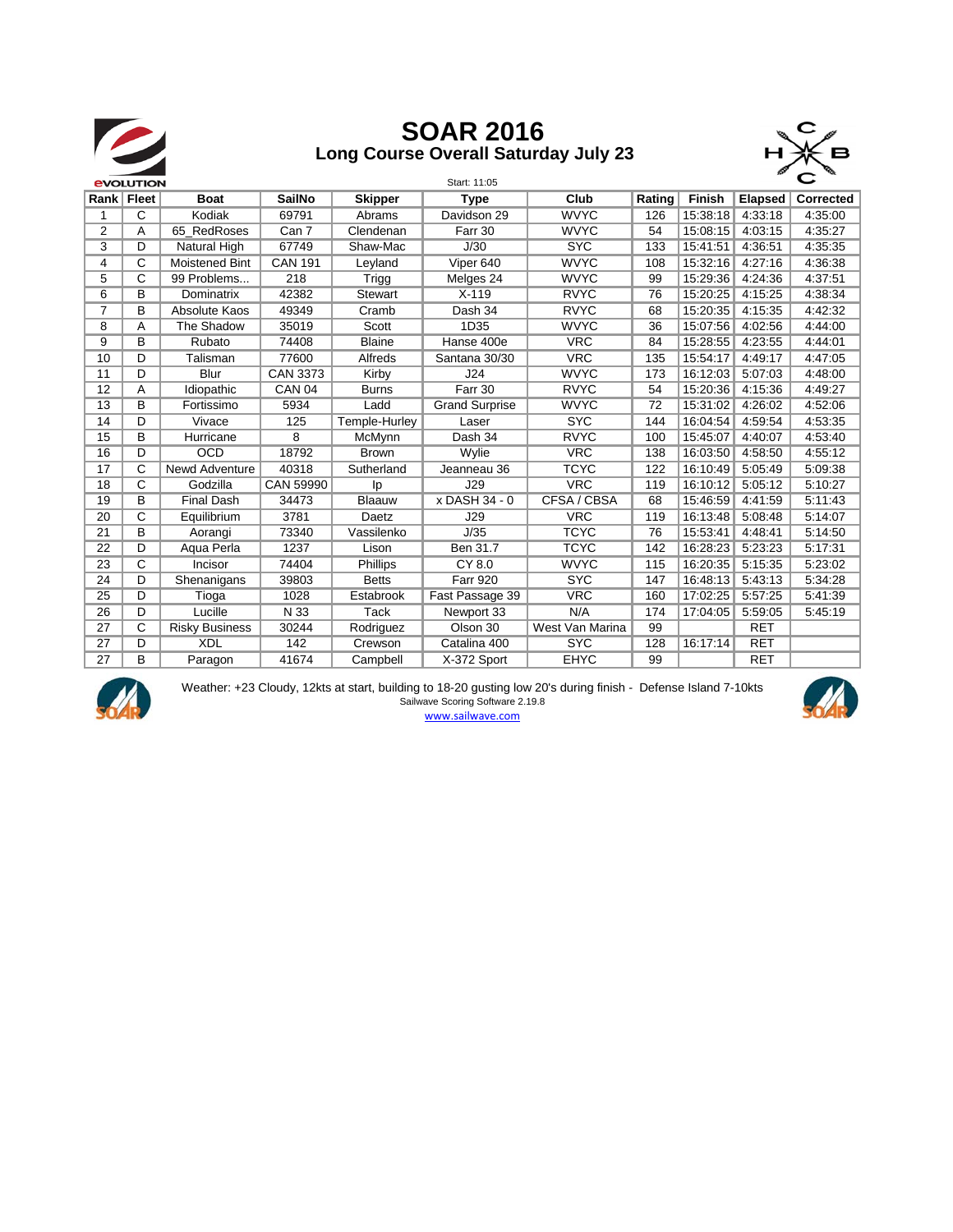# SOAR 2016

## Long Course Overall Saturday July 23

Start: 11:05

| Rank | Fleet | Boat | SailNo | Skipper | Type | Club | Rating | Finish | Elapsed | Corrected |
|---|---|---|---|---|---|---|---|---|---|---|
| 1 | C | Kodiak | 69791 | Abrams | Davidson 29 | WVYC | 126 | 15:38:18 | 4:33:18 | 4:35:00 |
| 2 | A | 65_RedRoses | Can 7 | Clendenan | Farr 30 | WVYC | 54 | 15:08:15 | 4:03:15 | 4:35:27 |
| 3 | D | Natural High | 67749 | Shaw-Mac | J/30 | SYC | 133 | 15:41:51 | 4:36:51 | 4:35:35 |
| 4 | C | Moistened Bint | CAN 191 | Leyland | Viper 640 | WVYC | 108 | 15:32:16 | 4:27:16 | 4:36:38 |
| 5 | C | 99 Problems... | 218 | Trigg | Melges 24 | WVYC | 99 | 15:29:36 | 4:24:36 | 4:37:51 |
| 6 | B | Dominatrix | 42382 | Stewart | X-119 | RVYC | 76 | 15:20:25 | 4:15:25 | 4:38:34 |
| 7 | B | Absolute Kaos | 49349 | Cramb | Dash 34 | RVYC | 68 | 15:20:35 | 4:15:35 | 4:42:32 |
| 8 | A | The Shadow | 35019 | Scott | 1D35 | WVYC | 36 | 15:07:56 | 4:02:56 | 4:44:00 |
| 9 | B | Rubato | 74408 | Blaine | Hanse 400e | VRC | 84 | 15:28:55 | 4:23:55 | 4:44:01 |
| 10 | D | Talisman | 77600 | Alfreds | Santana 30/30 | VRC | 135 | 15:54:17 | 4:49:17 | 4:47:05 |
| 11 | D | Blur | CAN 3373 | Kirby | J24 | WVYC | 173 | 16:12:03 | 5:07:03 | 4:48:00 |
| 12 | A | Idiopathic | CAN 04 | Burns | Farr 30 | RVYC | 54 | 15:20:36 | 4:15:36 | 4:49:27 |
| 13 | B | Fortissimo | 5934 | Ladd | Grand Surprise | WVYC | 72 | 15:31:02 | 4:26:02 | 4:52:06 |
| 14 | D | Vivace | 125 | Temple-Hurley | Laser | SYC | 144 | 16:04:54 | 4:59:54 | 4:53:35 |
| 15 | B | Hurricane | 8 | McMynn | Dash 34 | RVYC | 100 | 15:45:07 | 4:40:07 | 4:53:40 |
| 16 | D | OCD | 18792 | Brown | Wylie | VRC | 138 | 16:03:50 | 4:58:50 | 4:55:12 |
| 17 | C | Newd Adventure | 40318 | Sutherland | Jeanneau 36 | TCYC | 122 | 16:10:49 | 5:05:49 | 5:09:38 |
| 18 | C | Godzilla | CAN 59990 | Ip | J29 | VRC | 119 | 16:10:12 | 5:05:12 | 5:10:27 |
| 19 | B | Final Dash | 34473 | Blaauw | x DASH 34 - 0 | CFSA / CBSA | 68 | 15:46:59 | 4:41:59 | 5:11:43 |
| 20 | C | Equilibrium | 3781 | Daetz | J29 | VRC | 119 | 16:13:48 | 5:08:48 | 5:14:07 |
| 21 | B | Aorangi | 73340 | Vassilenko | J/35 | TCYC | 76 | 15:53:41 | 4:48:41 | 5:14:50 |
| 22 | D | Aqua Perla | 1237 | Lison | Ben 31.7 | TCYC | 142 | 16:28:23 | 5:23:23 | 5:17:31 |
| 23 | C | Incisor | 74404 | Phillips | CY 8.0 | WVYC | 115 | 16:20:35 | 5:15:35 | 5:23:02 |
| 24 | D | Shenanigans | 39803 | Betts | Farr 920 | SYC | 147 | 16:48:13 | 5:43:13 | 5:34:28 |
| 25 | D | Tioga | 1028 | Estabrook | Fast Passage 39 | VRC | 160 | 17:02:25 | 5:57:25 | 5:41:39 |
| 26 | D | Lucille | N 33 | Tack | Newport 33 | N/A | 174 | 17:04:05 | 5:59:05 | 5:45:19 |
| 27 | C | Risky Business | 30244 | Rodriguez | Olson 30 | West Van Marina | 99 | | RET | |
| 27 | D | XDL | 142 | Crewson | Catalina 400 | SYC | 128 | 16:17:14 | RET | |
| 27 | B | Paragon | 41674 | Campbell | X-372 Sport | EHYC | 99 | | RET | |

Weather: +23 Cloudy, 12kts at start, building to 18-20 gusting low 20's during finish - Defense Island 7-10kts

Sailwave Scoring Software 2.19.8

www.sailwave.com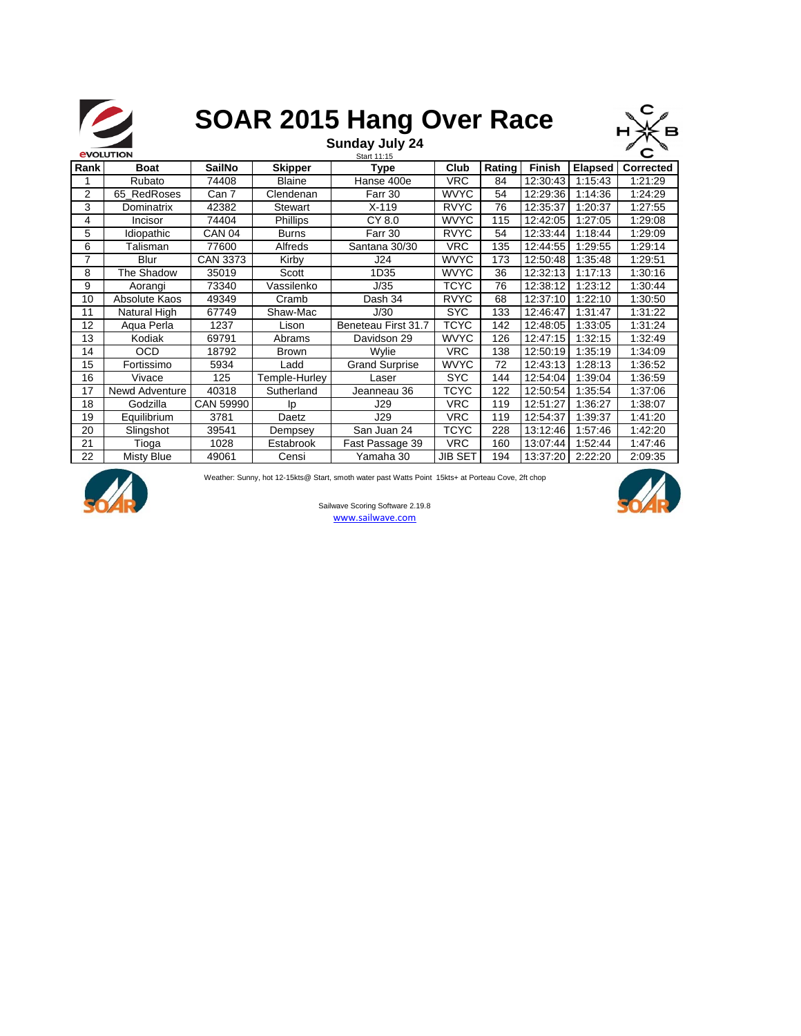# SOAR 2015 Hang Over Race

**Sunday July 24**

Start 11:15

| Rank | Boat | SailNo | Skipper | Type | Club | Rating | Finish | Elapsed | Corrected |
|---|---|---|---|---|---|---|---|---|---|
| 1 | Rubato | 74408 | Blaine | Hanse 400e | VRC | 84 | 12:30:43 | 1:15:43 | 1:21:29 |
| 2 | 65_RedRoses | Can 7 | Clendenan | Farr 30 | WVYC | 54 | 12:29:36 | 1:14:36 | 1:24:29 |
| 3 | Dominatrix | 42382 | Stewart | X-119 | RVYC | 76 | 12:35:37 | 1:20:37 | 1:27:55 |
| 4 | Incisor | 74404 | Phillips | CY 8.0 | WVYC | 115 | 12:42:05 | 1:27:05 | 1:29:08 |
| 5 | Idiopathic | CAN 04 | Burns | Farr 30 | RVYC | 54 | 12:33:44 | 1:18:44 | 1:29:09 |
| 6 | Talisman | 77600 | Alfreds | Santana 30/30 | VRC | 135 | 12:44:55 | 1:29:55 | 1:29:14 |
| 7 | Blur | CAN 3373 | Kirby | J24 | WVYC | 173 | 12:50:48 | 1:35:48 | 1:29:51 |
| 8 | The Shadow | 35019 | Scott | 1D35 | WVYC | 36 | 12:32:13 | 1:17:13 | 1:30:16 |
| 9 | Aorangi | 73340 | Vassilenko | J/35 | TCYC | 76 | 12:38:12 | 1:23:12 | 1:30:44 |
| 10 | Absolute Kaos | 49349 | Cramb | Dash 34 | RVYC | 68 | 12:37:10 | 1:22:10 | 1:30:50 |
| 11 | Natural High | 67749 | Shaw-Mac | J/30 | SYC | 133 | 12:46:47 | 1:31:47 | 1:31:22 |
| 12 | Aqua Perla | 1237 | Lison | Beneteau First 31.7 | TCYC | 142 | 12:48:05 | 1:33:05 | 1:31:24 |
| 13 | Kodiak | 69791 | Abrams | Davidson 29 | WVYC | 126 | 12:47:15 | 1:32:15 | 1:32:49 |
| 14 | OCD | 18792 | Brown | Wylie | VRC | 138 | 12:50:19 | 1:35:19 | 1:34:09 |
| 15 | Fortissimo | 5934 | Ladd | Grand Surprise | WVYC | 72 | 12:43:13 | 1:28:13 | 1:36:52 |
| 16 | Vivace | 125 | Temple-Hurley | Laser | SYC | 144 | 12:54:04 | 1:39:04 | 1:36:59 |
| 17 | Newd Adventure | 40318 | Sutherland | Jeanneau 36 | TCYC | 122 | 12:50:54 | 1:35:54 | 1:37:06 |
| 18 | Godzilla | CAN 59990 | Ip | J29 | VRC | 119 | 12:51:27 | 1:36:27 | 1:38:07 |
| 19 | Equilibrium | 3781 | Daetz | J29 | VRC | 119 | 12:54:37 | 1:39:37 | 1:41:20 |
| 20 | Slingshot | 39541 | Dempsey | San Juan 24 | TCYC | 228 | 13:12:46 | 1:57:46 | 1:42:20 |
| 21 | Tioga | 1028 | Estabrook | Fast Passage 39 | VRC | 160 | 13:07:44 | 1:52:44 | 1:47:46 |
| 22 | Misty Blue | 49061 | Censi | Yamaha 30 | JIB SET | 194 | 13:37:20 | 2:22:20 | 2:09:35 |

Weather: Sunny, hot 12-15kts@ Start, smoth water past Watts Point 15kts+ at Porteau Cove, 2ft chop

Sailwave Scoring Software 2.19.8
www.sailwave.com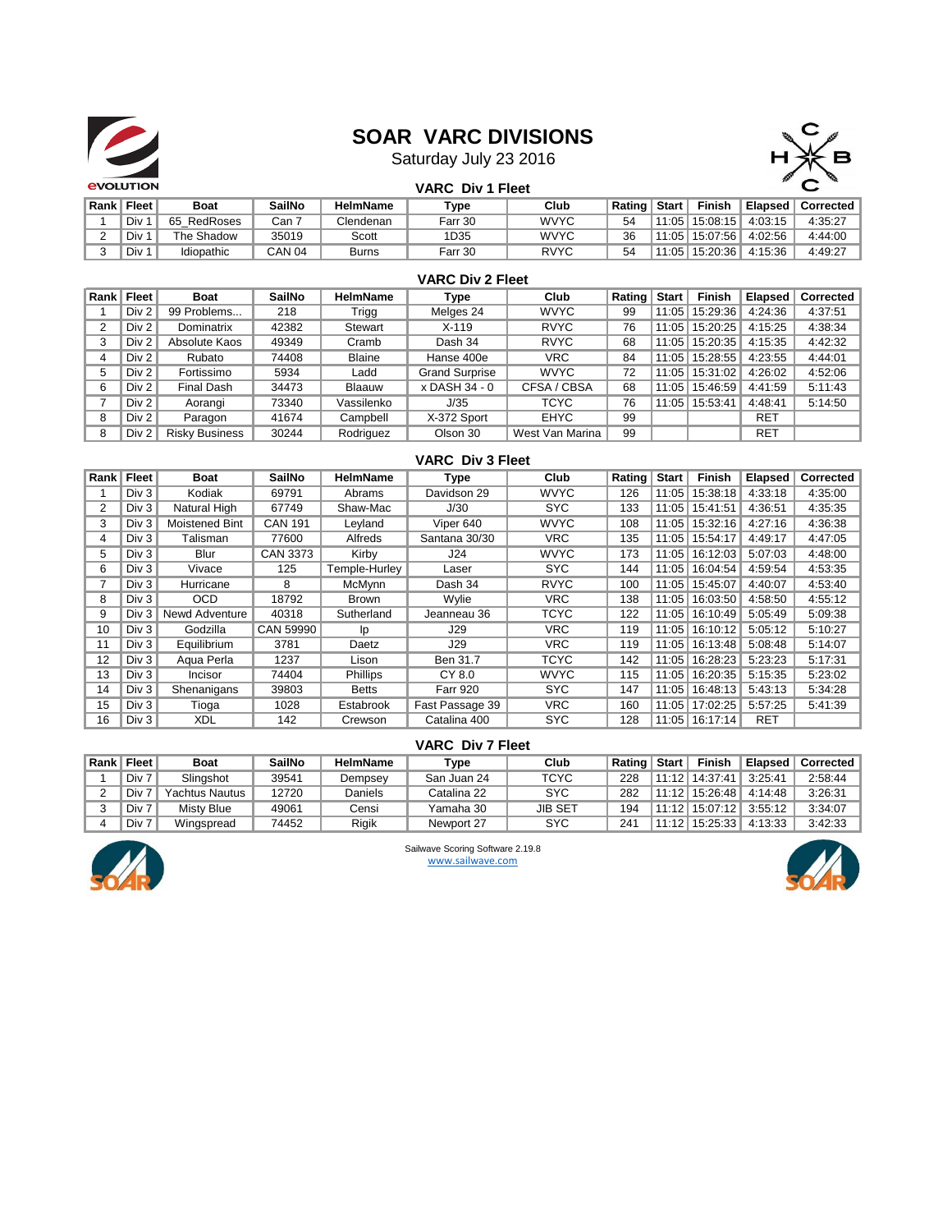# SOAR VARC DIVISIONS

Saturday July 23 2016

### VARC Div 1 Fleet

| Rank | Fleet | Boat | SailNo | HelmName | Type | Club | Rating | Start | Finish | Elapsed | Corrected |
|---|---|---|---|---|---|---|---|---|---|---|---|
| 1 | Div 1 | 65_RedRoses | Can 7 | Clendenan | Farr 30 | WVYC | 54 | 11:05 | 15:08:15 | 4:03:15 | 4:35:27 |
| 2 | Div 1 | The Shadow | 35019 | Scott | 1D35 | WVYC | 36 | 11:05 | 15:07:56 | 4:02:56 | 4:44:00 |
| 3 | Div 1 | Idiopathic | CAN 04 | Burns | Farr 30 | RVYC | 54 | 11:05 | 15:20:36 | 4:15:36 | 4:49:27 |

### VARC Div 2 Fleet

| Rank | Fleet | Boat | SailNo | HelmName | Type | Club | Rating | Start | Finish | Elapsed | Corrected |
|---|---|---|---|---|---|---|---|---|---|---|---|
| 1 | Div 2 | 99 Problems... | 218 | Trigg | Melges 24 | WVYC | 99 | 11:05 | 15:29:36 | 4:24:36 | 4:37:51 |
| 2 | Div 2 | Dominatrix | 42382 | Stewart | X-119 | RVYC | 76 | 11:05 | 15:20:25 | 4:15:25 | 4:38:34 |
| 3 | Div 2 | Absolute Kaos | 49349 | Cramb | Dash 34 | RVYC | 68 | 11:05 | 15:20:35 | 4:15:35 | 4:42:32 |
| 4 | Div 2 | Rubato | 74408 | Blaine | Hanse 400e | VRC | 84 | 11:05 | 15:28:55 | 4:23:55 | 4:44:01 |
| 5 | Div 2 | Fortissimo | 5934 | Ladd | Grand Surprise | WVYC | 72 | 11:05 | 15:31:02 | 4:26:02 | 4:52:06 |
| 6 | Div 2 | Final Dash | 34473 | Blaauw | x DASH 34 - 0 | CFSA / CBSA | 68 | 11:05 | 15:46:59 | 4:41:59 | 5:11:43 |
| 7 | Div 2 | Aorangi | 73340 | Vassilenko | J/35 | TCYC | 76 | 11:05 | 15:53:41 | 4:48:41 | 5:14:50 |
| 8 | Div 2 | Paragon | 41674 | Campbell | X-372 Sport | EHYC | 99 | | | RET | |
| 8 | Div 2 | Risky Business | 30244 | Rodriguez | Olson 30 | West Van Marina | 99 | | | RET | |

### VARC Div 3 Fleet

| Rank | Fleet | Boat | SailNo | HelmName | Type | Club | Rating | Start | Finish | Elapsed | Corrected |
|---|---|---|---|---|---|---|---|---|---|---|---|
| 1 | Div 3 | Kodiak | 69791 | Abrams | Davidson 29 | WVYC | 126 | 11:05 | 15:38:18 | 4:33:18 | 4:35:00 |
| 2 | Div 3 | Natural High | 67749 | Shaw-Mac | J/30 | SYC | 133 | 11:05 | 15:41:51 | 4:36:51 | 4:35:35 |
| 3 | Div 3 | Moistened Bint | CAN 191 | Leyland | Viper 640 | WVYC | 108 | 11:05 | 15:32:16 | 4:27:16 | 4:36:38 |
| 4 | Div 3 | Talisman | 77600 | Alfreds | Santana 30/30 | VRC | 135 | 11:05 | 15:54:17 | 4:49:17 | 4:47:05 |
| 5 | Div 3 | Blur | CAN 3373 | Kirby | J24 | WVYC | 173 | 11:05 | 16:12:03 | 5:07:03 | 4:48:00 |
| 6 | Div 3 | Vivace | 125 | Temple-Hurley | Laser | SYC | 144 | 11:05 | 16:04:54 | 4:59:54 | 4:53:35 |
| 7 | Div 3 | Hurricane | 8 | McMynn | Dash 34 | RVYC | 100 | 11:05 | 15:45:07 | 4:40:07 | 4:53:40 |
| 8 | Div 3 | OCD | 18792 | Brown | Wylie | VRC | 138 | 11:05 | 16:03:50 | 4:58:50 | 4:55:12 |
| 9 | Div 3 | Newd Adventure | 40318 | Sutherland | Jeanneau 36 | TCYC | 122 | 11:05 | 16:10:49 | 5:05:49 | 5:09:38 |
| 10 | Div 3 | Godzilla | CAN 59990 | Ip | J29 | VRC | 119 | 11:05 | 16:10:12 | 5:05:12 | 5:10:27 |
| 11 | Div 3 | Equilibrium | 3781 | Daetz | J29 | VRC | 119 | 11:05 | 16:13:48 | 5:08:48 | 5:14:07 |
| 12 | Div 3 | Aqua Perla | 1237 | Lison | Ben 31.7 | TCYC | 142 | 11:05 | 16:28:23 | 5:23:23 | 5:17:31 |
| 13 | Div 3 | Incisor | 74404 | Phillips | CY 8.0 | WVYC | 115 | 11:05 | 16:20:35 | 5:15:35 | 5:23:02 |
| 14 | Div 3 | Shenanigans | 39803 | Betts | Farr 920 | SYC | 147 | 11:05 | 16:48:13 | 5:43:13 | 5:34:28 |
| 15 | Div 3 | Tioga | 1028 | Estabrook | Fast Passage 39 | VRC | 160 | 11:05 | 17:02:25 | 5:57:25 | 5:41:39 |
| 16 | Div 3 | XDL | 142 | Crewson | Catalina 400 | SYC | 128 | 11:05 | 16:17:14 | RET | |

### VARC Div 7 Fleet

| Rank | Fleet | Boat | SailNo | HelmName | Type | Club | Rating | Start | Finish | Elapsed | Corrected |
|---|---|---|---|---|---|---|---|---|---|---|---|
| 1 | Div 7 | Slingshot | 39541 | Dempsey | San Juan 24 | TCYC | 228 | 11:12 | 14:37:41 | 3:25:41 | 2:58:44 |
| 2 | Div 7 | Yachtus Nautus | 12720 | Daniels | Catalina 22 | SYC | 282 | 11:12 | 15:26:48 | 4:14:48 | 3:26:31 |
| 3 | Div 7 | Misty Blue | 49061 | Censi | Yamaha 30 | JIB SET | 194 | 11:12 | 15:07:12 | 3:55:12 | 3:34:07 |
| 4 | Div 7 | Wingspread | 74452 | Rigik | Newport 27 | SYC | 241 | 11:12 | 15:25:33 | 4:13:33 | 3:42:33 |

Sailwave Scoring Software 2.19.8
www.sailwave.com